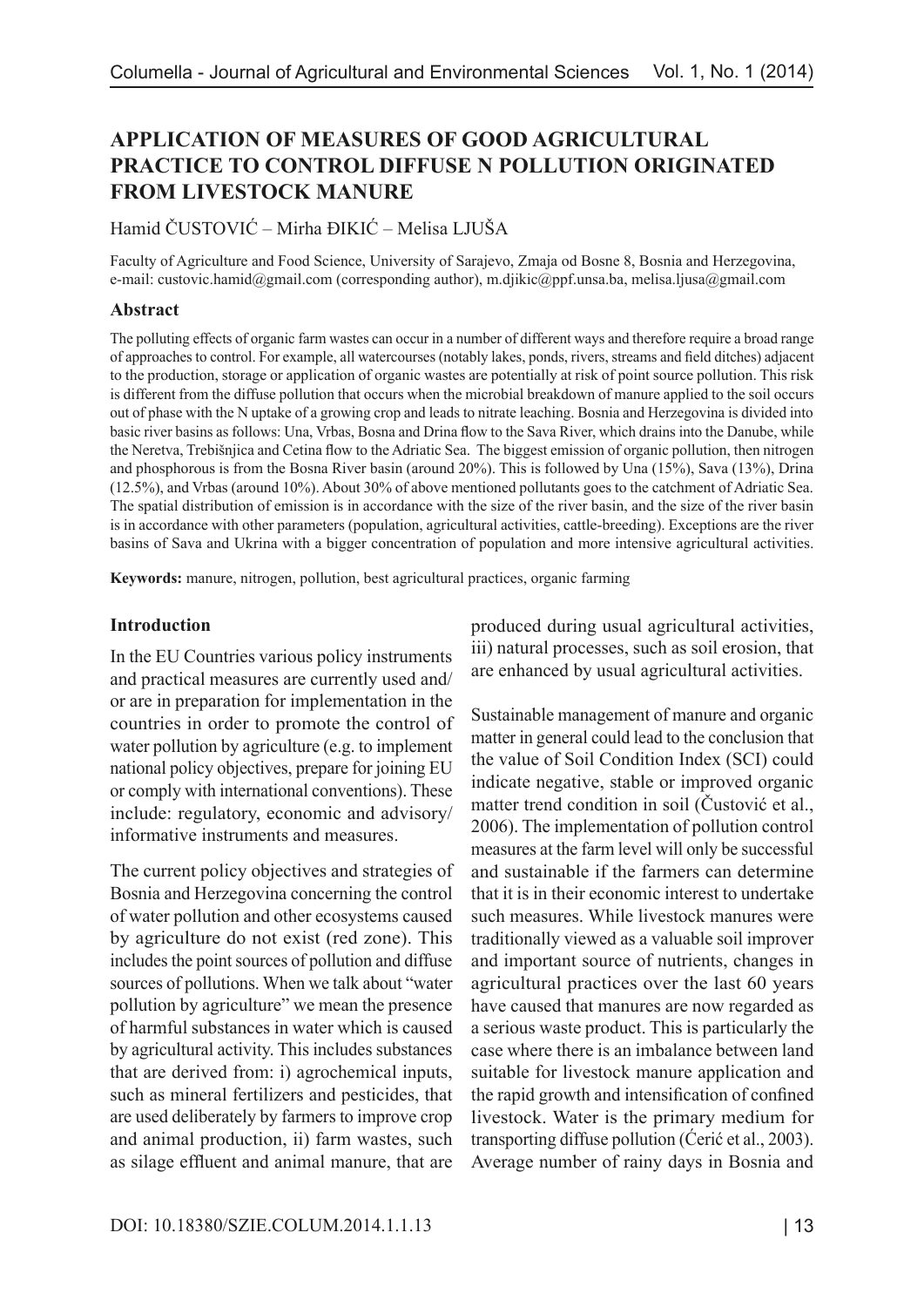# APPLICATION OF MEASURES OF GOOD AGRICULTURAL PRACTICE TO CONTROL DIFFUSE N POLLUTION ORIGINATED FROM LIVESTOCK MANURE

Hamid ČUSTOVIĆ – Mirha ĐIKIĆ – Melisa LJUŠA

Faculty of Agriculture and Food Science, University of Sarajevo, Zmaja od Bosne 8, Bosnia and Herzegovina, e-mail: custovic.hamid@gmail.com (corresponding author), m.djikic@ppf.unsa.ba, melisa.ljusa@gmail.com

**Abstract**

The polluting effects of organic farm wastes can occur in a number of different ways and therefore require a broad range of approaches to control. For example, all watercourses (notably lakes, ponds, rivers, streams and field ditches) adjacent to the production, storage or application of organic wastes are potentially at risk of point source pollution. This risk is different from the diffuse pollution that occurs when the microbial breakdown of manure applied to the soil occurs out of phase with the N uptake of a growing crop and leads to nitrate leaching. Bosnia and Herzegovina is divided into basic river basins as follows: Una, Vrbas, Bosna and Drina flow to the Sava River, which drains into the Danube, while the Neretva, Trebišnjica and Cetina flow to the Adriatic Sea. The biggest emission of organic pollution, then nitrogen and phosphorous is from the Bosna River basin (around 20%). This is followed by Una (15%), Sava (13%), Drina (12.5%), and Vrbas (around 10%). About 30% of above mentioned pollutants goes to the catchment of Adriatic Sea. The spatial distribution of emission is in accordance with the size of the river basin, and the size of the river basin is in accordance with other parameters (population, agricultural activities, cattle-breeding). Exceptions are the river basins of Sava and Ukrina with a bigger concentration of population and more intensive agricultural activities.

**Keywords:** manure, nitrogen, pollution, best agricultural practices, organic farming

## Introduction

In the EU Countries various policy instruments and practical measures are currently used and/or are in preparation for implementation in the countries in order to promote the control of water pollution by agriculture (e.g. to implement national policy objectives, prepare for joining EU or comply with international conventions). These include: regulatory, economic and advisory/informative instruments and measures.

The current policy objectives and strategies of Bosnia and Herzegovina concerning the control of water pollution and other ecosystems caused by agriculture do not exist (red zone). This includes the point sources of pollution and diffuse sources of pollutions. When we talk about "water pollution by agriculture" we mean the presence of harmful substances in water which is caused by agricultural activity. This includes substances that are derived from: i) agrochemical inputs, such as mineral fertilizers and pesticides, that are used deliberately by farmers to improve crop and animal production, ii) farm wastes, such as silage effluent and animal manure, that are produced during usual agricultural activities, iii) natural processes, such as soil erosion, that are enhanced by usual agricultural activities.

Sustainable management of manure and organic matter in general could lead to the conclusion that the value of Soil Condition Index (SCI) could indicate negative, stable or improved organic matter trend condition in soil (Čustović et al., 2006). The implementation of pollution control measures at the farm level will only be successful and sustainable if the farmers can determine that it is in their economic interest to undertake such measures. While livestock manures were traditionally viewed as a valuable soil improver and important source of nutrients, changes in agricultural practices over the last 60 years have caused that manures are now regarded as a serious waste product. This is particularly the case where there is an imbalance between land suitable for livestock manure application and the rapid growth and intensification of confined livestock. Water is the primary medium for transporting diffuse pollution (Ćerić et al., 2003). Average number of rainy days in Bosnia and

DOI: 10.18380/SZIE.COLUM.2014.1.1.13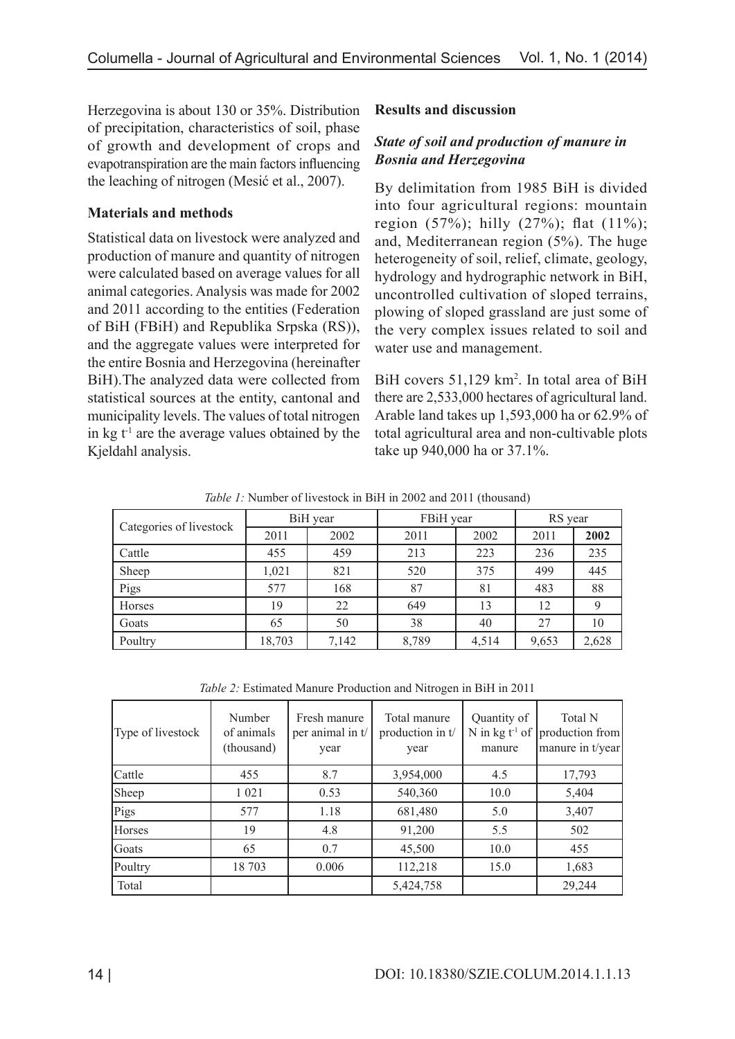Herzegovina is about 130 or 35%. Distribution of precipitation, characteristics of soil, phase of growth and development of crops and evapotranspiration are the main factors influencing the leaching of nitrogen (Mesić et al., 2007).

## Materials and methods

Statistical data on livestock were analyzed and production of manure and quantity of nitrogen were calculated based on average values for all animal categories. Analysis was made for 2002 and 2011 according to the entities (Federation of BiH (FBiH) and Republika Srpska (RS)), and the aggregate values were interpreted for the entire Bosnia and Herzegovina (hereinafter BiH).The analyzed data were collected from statistical sources at the entity, cantonal and municipality levels. The values of total nitrogen in kg $t^{-1}$ are the average values obtained by the Kjeldahl analysis.

## Results and discussion

### *State of soil and production of manure in Bosnia and Herzegovina*

By delimitation from 1985 BiH is divided into four agricultural regions: mountain region (57%); hilly (27%); flat (11%); and, Mediterranean region (5%). The huge heterogeneity of soil, relief, climate, geology, hydrology and hydrographic network in BiH, uncontrolled cultivation of sloped terrains, plowing of sloped grassland are just some of the very complex issues related to soil and water use and management.

BiH covers 51,129 $km^2$. In total area of BiH there are 2,533,000 hectares of agricultural land. Arable land takes up 1,593,000 ha or 62.9% of total agricultural area and non-cultivable plots take up 940,000 ha or 37.1%.

*Table 1:* Number of livestock in BiH in 2002 and 2011 (thousand)

| Categories of livestock | BiH year | | FBiH year | | RS year | |
|---|---|---|---|---|---|---|
| | 2011 | 2002 | 2011 | 2002 | 2011 | **2002** |
| Cattle | 455 | 459 | 213 | 223 | 236 | 235 |
| Sheep | 1,021 | 821 | 520 | 375 | 499 | 445 |
| Pigs | 577 | 168 | 87 | 81 | 483 | 88 |
| Horses | 19 | 22 | 649 | 13 | 12 | 9 |
| Goats | 65 | 50 | 38 | 40 | 27 | 10 |
| Poultry | 18,703 | 7,142 | 8,789 | 4,514 | 9,653 | 2,628 |

*Table 2:* Estimated Manure Production and Nitrogen in BiH in 2011

| Type of livestock | Number of animals (thousand) | Fresh manure per animal in t/year | Total manure production in t/year | Quantity of N in kg $t^{-1}$ of manure | Total N production from manure in t/year |
|---|---|---|---|---|---|
| Cattle | 455 | 8.7 | 3,954,000 | 4.5 | 17,793 |
| Sheep | 1 021 | 0.53 | 540,360 | 10.0 | 5,404 |
| Pigs | 577 | 1.18 | 681,480 | 5.0 | 3,407 |
| Horses | 19 | 4.8 | 91,200 | 5.5 | 502 |
| Goats | 65 | 0.7 | 45,500 | 10.0 | 455 |
| Poultry | 18 703 | 0.006 | 112,218 | 15.0 | 1,683 |
| Total | | | 5,424,758 | | 29,244 |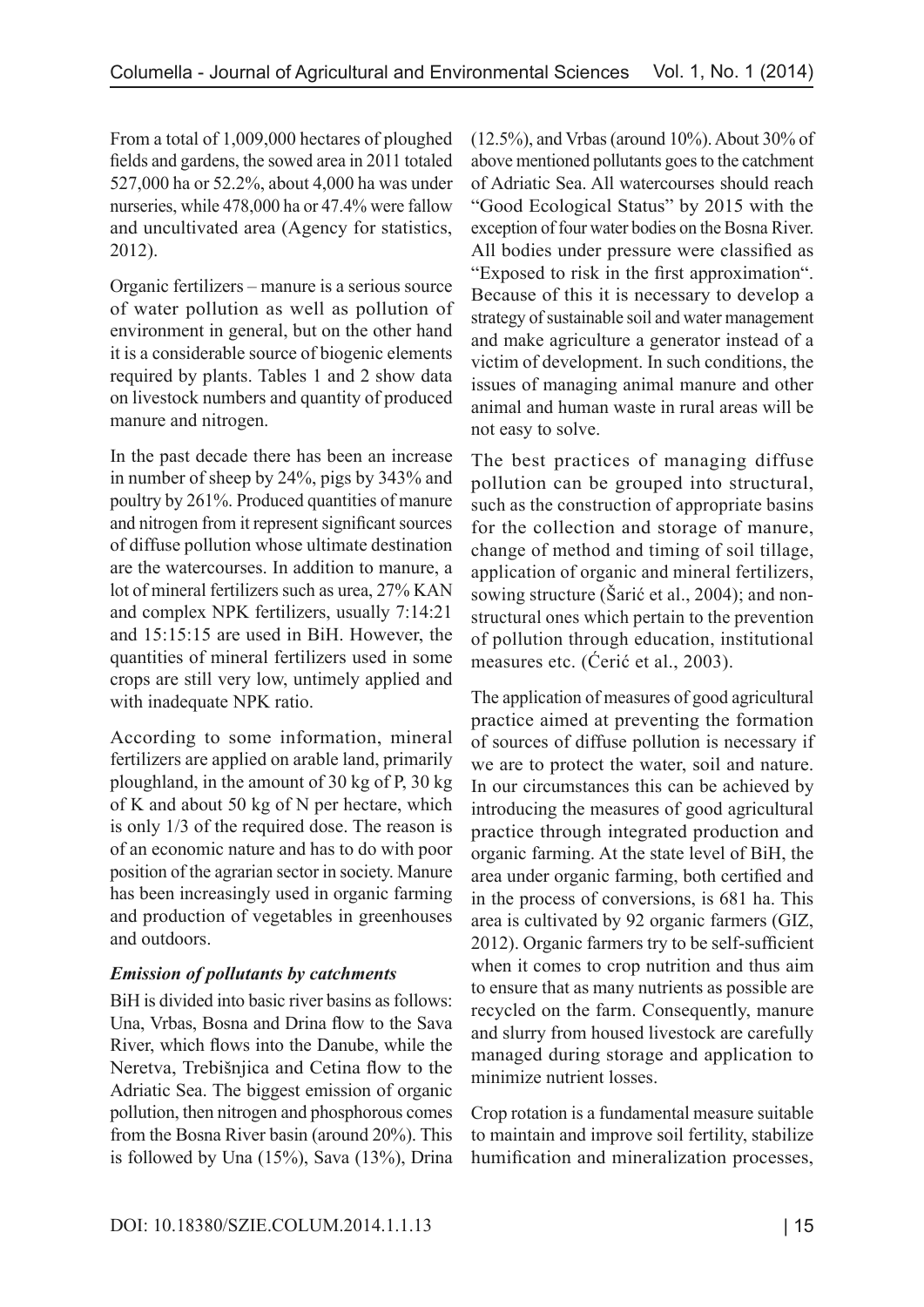From a total of 1,009,000 hectares of ploughed fields and gardens, the sowed area in 2011 totaled 527,000 ha or 52.2%, about 4,000 ha was under nurseries, while 478,000 ha or 47.4% were fallow and uncultivated area (Agency for statistics, 2012).

Organic fertilizers – manure is a serious source of water pollution as well as pollution of environment in general, but on the other hand it is a considerable source of biogenic elements required by plants. Tables 1 and 2 show data on livestock numbers and quantity of produced manure and nitrogen.

In the past decade there has been an increase in number of sheep by 24%, pigs by 343% and poultry by 261%. Produced quantities of manure and nitrogen from it represent significant sources of diffuse pollution whose ultimate destination are the watercourses. In addition to manure, a lot of mineral fertilizers such as urea, 27% KAN and complex NPK fertilizers, usually 7:14:21 and 15:15:15 are used in BiH. However, the quantities of mineral fertilizers used in some crops are still very low, untimely applied and with inadequate NPK ratio.

According to some information, mineral fertilizers are applied on arable land, primarily ploughland, in the amount of 30 kg of P, 30 kg of K and about 50 kg of N per hectare, which is only 1/3 of the required dose. The reason is of an economic nature and has to do with poor position of the agrarian sector in society. Manure has been increasingly used in organic farming and production of vegetables in greenhouses and outdoors.

### *Emission of pollutants by catchments*

BiH is divided into basic river basins as follows: Una, Vrbas, Bosna and Drina flow to the Sava River, which flows into the Danube, while the Neretva, Trebišnjica and Cetina flow to the Adriatic Sea. The biggest emission of organic pollution, then nitrogen and phosphorous comes from the Bosna River basin (around 20%). This is followed by Una (15%), Sava (13%), Drina (12.5%), and Vrbas (around 10%). About 30% of above mentioned pollutants goes to the catchment of Adriatic Sea. All watercourses should reach "Good Ecological Status" by 2015 with the exception of four water bodies on the Bosna River. All bodies under pressure were classified as "Exposed to risk in the first approximation". Because of this it is necessary to develop a strategy of sustainable soil and water management and make agriculture a generator instead of a victim of development. In such conditions, the issues of managing animal manure and other animal and human waste in rural areas will be not easy to solve.

The best practices of managing diffuse pollution can be grouped into structural, such as the construction of appropriate basins for the collection and storage of manure, change of method and timing of soil tillage, application of organic and mineral fertilizers, sowing structure (Šarić et al., 2004); and non-structural ones which pertain to the prevention of pollution through education, institutional measures etc. (Ćerić et al., 2003).

The application of measures of good agricultural practice aimed at preventing the formation of sources of diffuse pollution is necessary if we are to protect the water, soil and nature. In our circumstances this can be achieved by introducing the measures of good agricultural practice through integrated production and organic farming. At the state level of BiH, the area under organic farming, both certified and in the process of conversions, is 681 ha. This area is cultivated by 92 organic farmers (GIZ, 2012). Organic farmers try to be self-sufficient when it comes to crop nutrition and thus aim to ensure that as many nutrients as possible are recycled on the farm. Consequently, manure and slurry from housed livestock are carefully managed during storage and application to minimize nutrient losses.

Crop rotation is a fundamental measure suitable to maintain and improve soil fertility, stabilize humification and mineralization processes,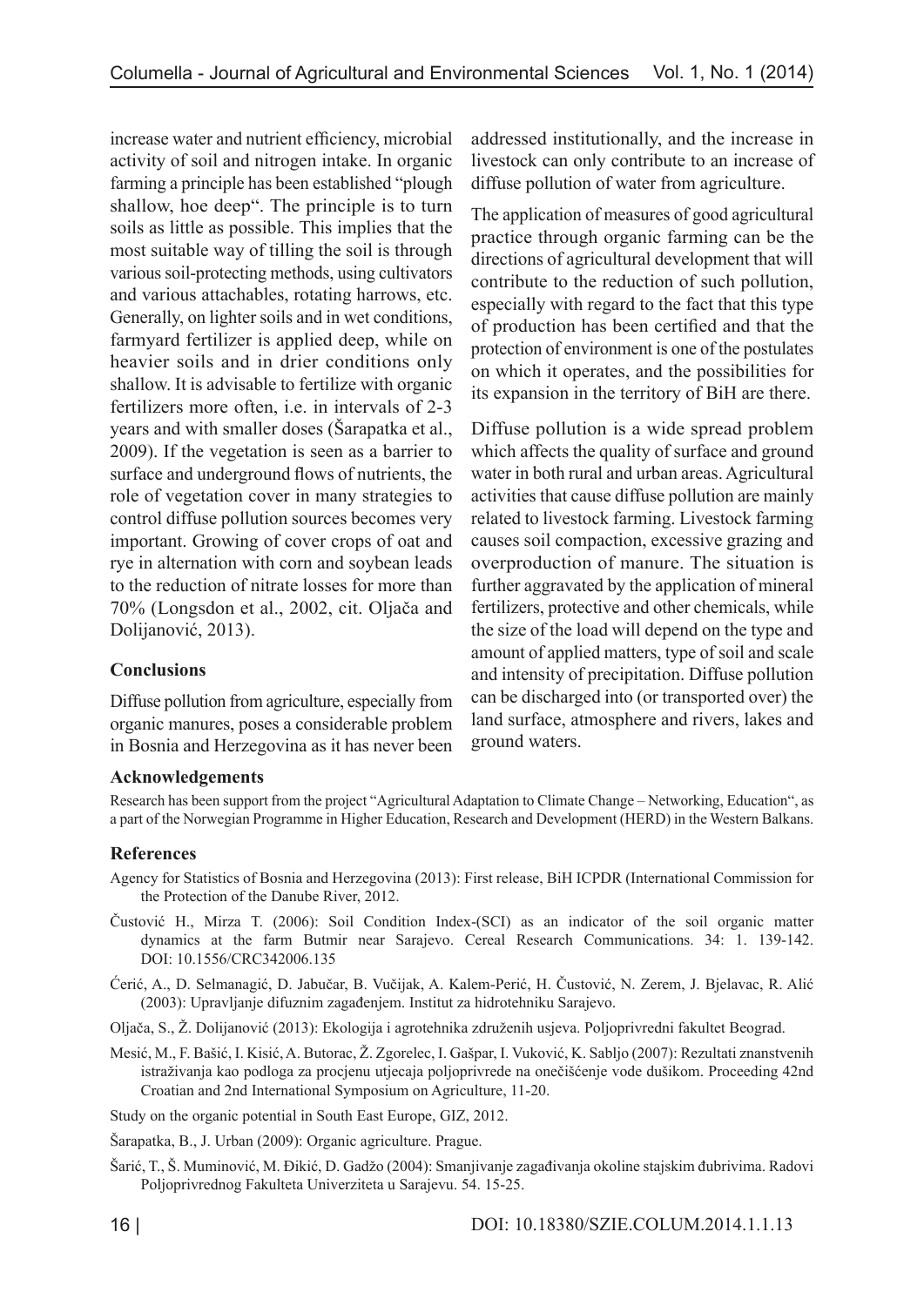increase water and nutrient efficiency, microbial activity of soil and nitrogen intake. In organic farming a principle has been established "plough shallow, hoe deep". The principle is to turn soils as little as possible. This implies that the most suitable way of tilling the soil is through various soil-protecting methods, using cultivators and various attachables, rotating harrows, etc. Generally, on lighter soils and in wet conditions, farmyard fertilizer is applied deep, while on heavier soils and in drier conditions only shallow. It is advisable to fertilize with organic fertilizers more often, i.e. in intervals of 2-3 years and with smaller doses (Šarapatka et al., 2009). If the vegetation is seen as a barrier to surface and underground flows of nutrients, the role of vegetation cover in many strategies to control diffuse pollution sources becomes very important. Growing of cover crops of oat and rye in alternation with corn and soybean leads to the reduction of nitrate losses for more than 70% (Longsdon et al., 2002, cit. Oljača and Dolijanović, 2013).

## Conclusions

Diffuse pollution from agriculture, especially from organic manures, poses a considerable problem in Bosnia and Herzegovina as it has never been addressed institutionally, and the increase in livestock can only contribute to an increase of diffuse pollution of water from agriculture.

The application of measures of good agricultural practice through organic farming can be the directions of agricultural development that will contribute to the reduction of such pollution, especially with regard to the fact that this type of production has been certified and that the protection of environment is one of the postulates on which it operates, and the possibilities for its expansion in the territory of BiH are there.

Diffuse pollution is a wide spread problem which affects the quality of surface and ground water in both rural and urban areas. Agricultural activities that cause diffuse pollution are mainly related to livestock farming. Livestock farming causes soil compaction, excessive grazing and overproduction of manure. The situation is further aggravated by the application of mineral fertilizers, protective and other chemicals, while the size of the load will depend on the type and amount of applied matters, type of soil and scale and intensity of precipitation. Diffuse pollution can be discharged into (or transported over) the land surface, atmosphere and rivers, lakes and ground waters.

## Acknowledgements

Research has been support from the project "Agricultural Adaptation to Climate Change – Networking, Education", as a part of the Norwegian Programme in Higher Education, Research and Development (HERD) in the Western Balkans.

## References

Agency for Statistics of Bosnia and Herzegovina (2013): First release, BiH ICPDR (International Commission for the Protection of the Danube River, 2012.

Čustović H., Mirza T. (2006): Soil Condition Index-(SCI) as an indicator of the soil organic matter dynamics at the farm Butmir near Sarajevo. Cereal Research Communications. 34: 1. 139-142. DOI: 10.1556/CRC342006.135

Ćerić, A., D. Selmanagić, D. Jabučar, B. Vučijak, A. Kalem-Perić, H. Čustović, N. Zerem, J. Bjelavac, R. Alić (2003): Upravljanje difuznim zagađenjem. Institut za hidrotehniku Sarajevo.

Oljača, S., Ž. Dolijanović (2013): Ekologija i agrotehnika združenih usjeva. Poljoprivredni fakultet Beograd.

Mesić, M., F. Bašić, I. Kisić, A. Butorac, Ž. Zgorelec, I. Gašpar, I. Vuković, K. Sabljo (2007): Rezultati znanstvenih istraživanja kao podloga za procjenu utjecaja poljoprivrede na onečišćenje vode dušikom. Proceeding 42nd Croatian and 2nd International Symposium on Agriculture, 11-20.

Study on the organic potential in South East Europe, GIZ, 2012.

Šarapatka, B., J. Urban (2009): Organic agriculture. Prague.

Šarić, T., Š. Muminović, M. Đikić, D. Gadžo (2004): Smanjivanje zagađivanja okoline stajskim đubrivima. Radovi Poljoprivrednog Fakulteta Univerziteta u Sarajevu. 54. 15-25.